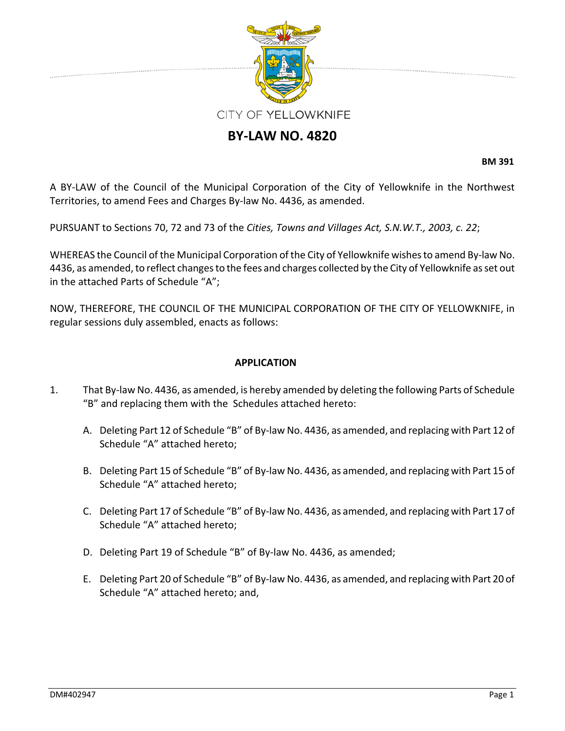CITY OF YELLOWKNIFE

# BY-LAW NO. 4820

**BM 391**

A BY-LAW of the Council of the Municipal Corporation of the City of Yellowknife in the Northwest Territories, to amend Fees and Charges By-law No. 4436, as amended.

PURSUANT to Sections 70, 72 and 73 of the *Cities, Towns and Villages Act, S.N.W.T., 2003, c. 22*;

WHEREAS the Council of the Municipal Corporation of the City of Yellowknife wishes to amend By-law No. 4436, as amended, to reflect changes to the fees and charges collected by the City of Yellowknife as set out in the attached Parts of Schedule "A";

NOW, THEREFORE, THE COUNCIL OF THE MUNICIPAL CORPORATION OF THE CITY OF YELLOWKNIFE, in regular sessions duly assembled, enacts as follows:

## APPLICATION

1. That By-law No. 4436, as amended, is hereby amended by deleting the following Parts of Schedule "B" and replacing them with the Schedules attached hereto:

   A. Deleting Part 12 of Schedule "B" of By-law No. 4436, as amended, and replacing with Part 12 of Schedule "A" attached hereto;

   B. Deleting Part 15 of Schedule "B" of By-law No. 4436, as amended, and replacing with Part 15 of Schedule "A" attached hereto;

   C. Deleting Part 17 of Schedule "B" of By-law No. 4436, as amended, and replacing with Part 17 of Schedule "A" attached hereto;

   D. Deleting Part 19 of Schedule "B" of By-law No. 4436, as amended;

   E. Deleting Part 20 of Schedule "B" of By-law No. 4436, as amended, and replacing with Part 20 of Schedule "A" attached hereto; and,

DM#402947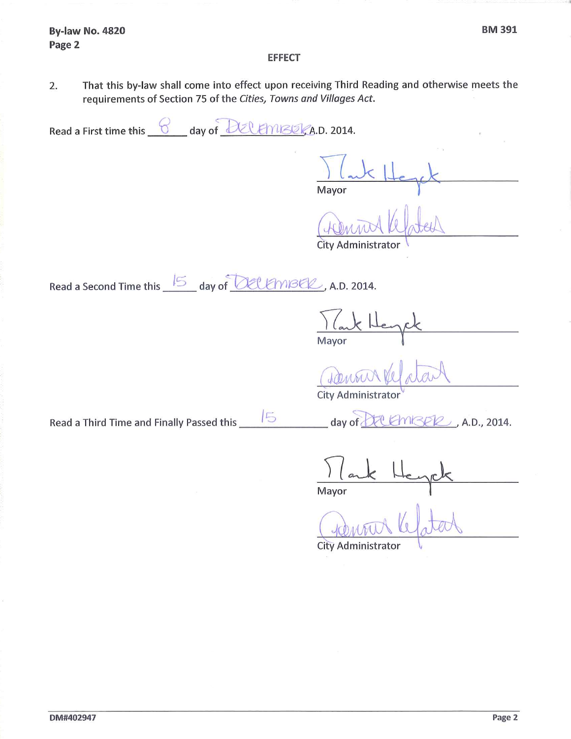By-law No. 4820
Page 2

BM 391

## EFFECT

2. That this by-law shall come into effect upon receiving Third Reading and otherwise meets the requirements of Section 75 of the *Cities, Towns and Villages Act*.

Read a First time this 8 day of DECEMBER, A.D. 2014.

Mark Heyck
Mayor

Dennis Kefalas
City Administrator

Read a Second Time this 15 day of DECEMBER, A.D. 2014.

Mark Heyck
Mayor

Dennis Kefalas
City Administrator

Read a Third Time and Finally Passed this 15 day of DECEMBER, A.D., 2014.

Mark Heyck
Mayor

Dennis Kefalas
City Administrator

DM#402947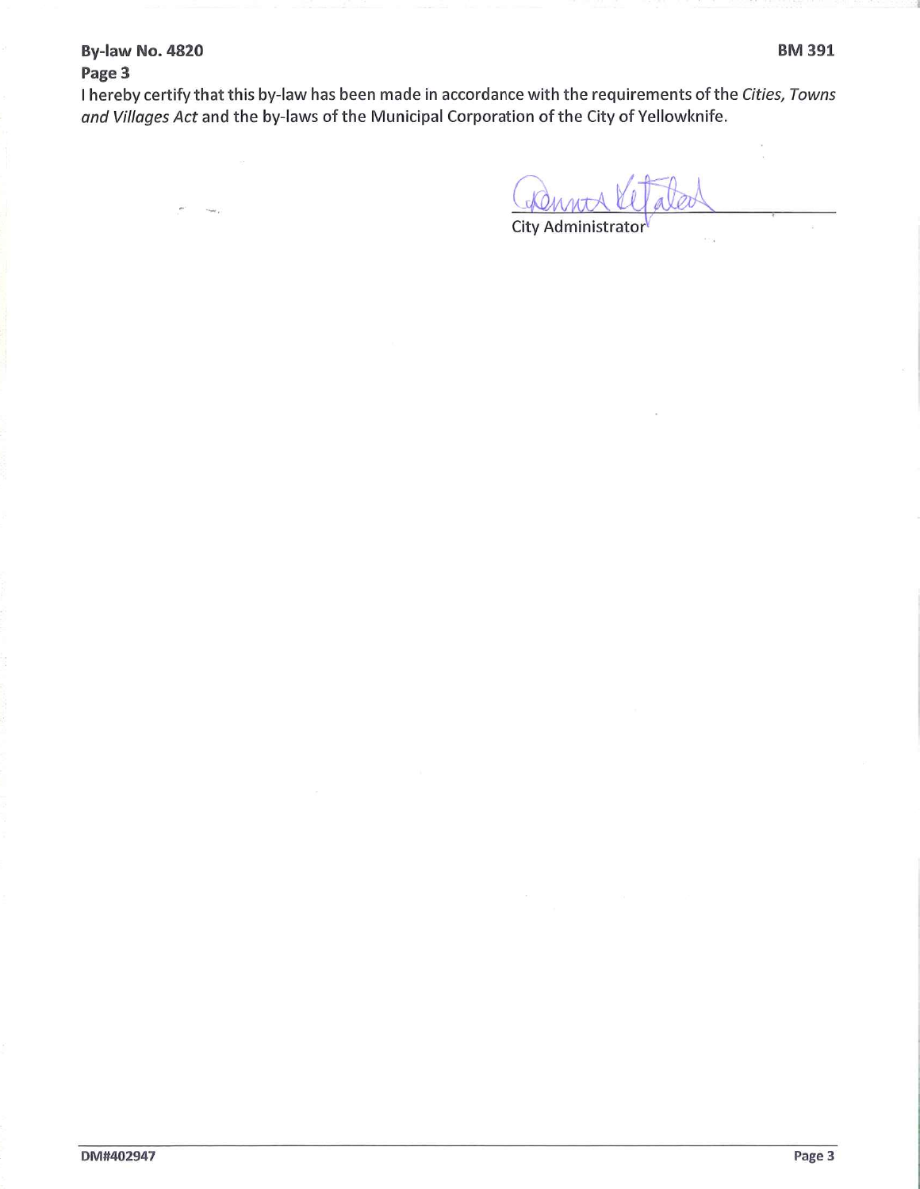**By-law No. 4820** **BM 391**

**Page 3**

I hereby certify that this by-law has been made in accordance with the requirements of the *Cities, Towns and Villages Act* and the by-laws of the Municipal Corporation of the City of Yellowknife.

City Administrator

DM#402947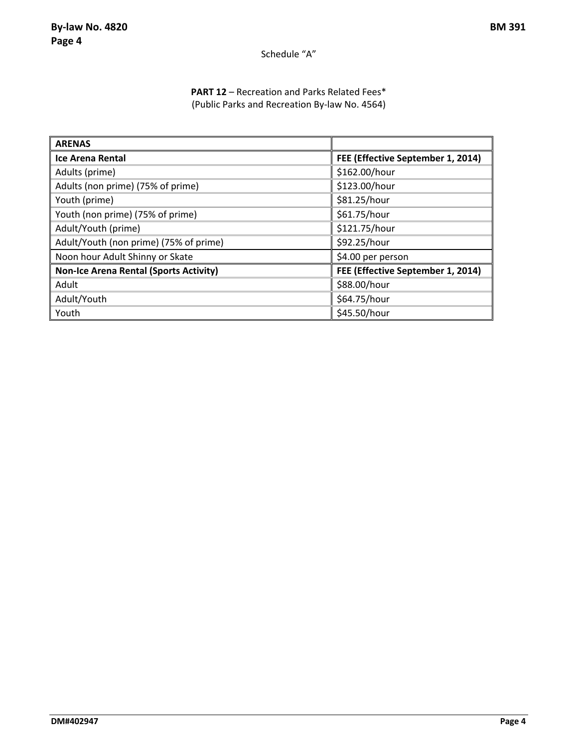Schedule "A"

**PART 12** – Recreation and Parks Related Fees*
(Public Parks and Recreation By-law No. 4564)

| **ARENAS** | |
|---|---|
| **Ice Arena Rental** | **FEE (Effective September 1, 2014)** |
| Adults (prime) | $162.00/hour |
| Adults (non prime) (75% of prime) | $123.00/hour |
| Youth (prime) | $81.25/hour |
| Youth (non prime) (75% of prime) | $61.75/hour |
| Adult/Youth (prime) | $121.75/hour |
| Adult/Youth (non prime) (75% of prime) | $92.25/hour |
| Noon hour Adult Shinny or Skate | $4.00 per person |
| **Non-Ice Arena Rental (Sports Activity)** | **FEE (Effective September 1, 2014)** |
| Adult | $88.00/hour |
| Adult/Youth | $64.75/hour |
| Youth | $45.50/hour |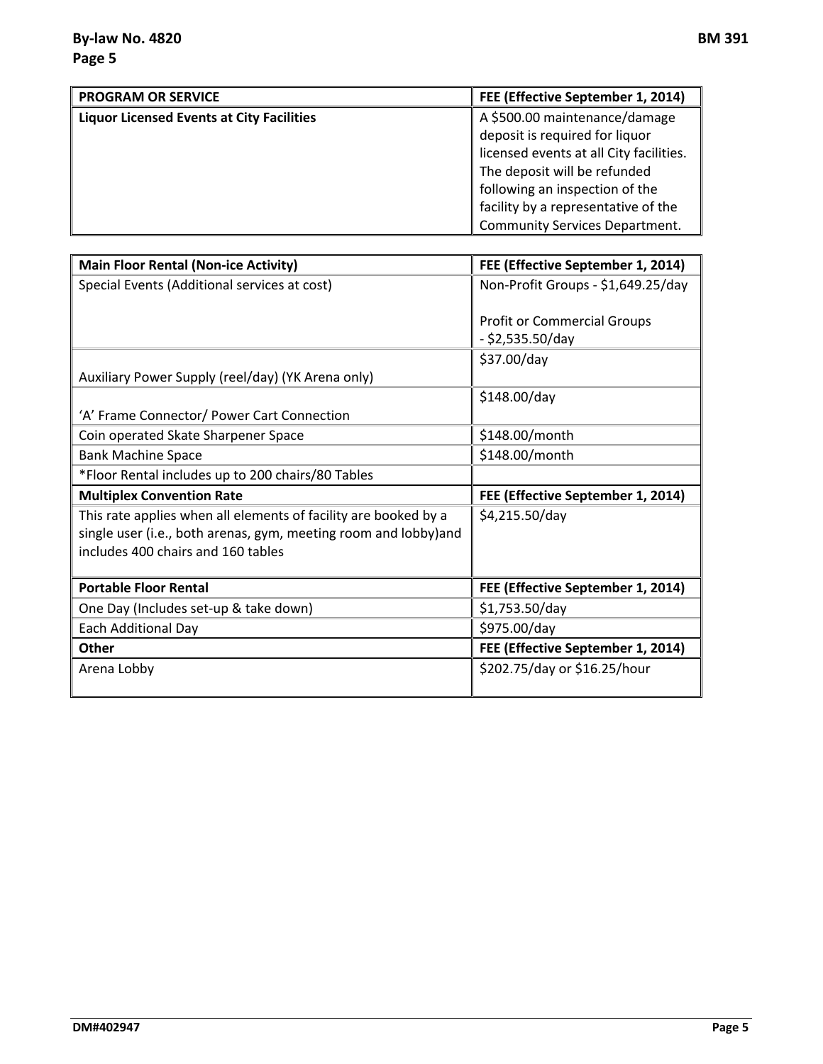| PROGRAM OR SERVICE | FEE (Effective September 1, 2014) |
|---|---|
| **Liquor Licensed Events at City Facilities** | A $500.00 maintenance/damage deposit is required for liquor licensed events at all City facilities. The deposit will be refunded following an inspection of the facility by a representative of the Community Services Department. |

| Main Floor Rental (Non-ice Activity) | FEE (Effective September 1, 2014) |
|---|---|
| Special Events (Additional services at cost) | Non-Profit Groups - $1,649.25/day<br><br>Profit or Commercial Groups - $2,535.50/day |
| Auxiliary Power Supply (reel/day) (YK Arena only) | $37.00/day |
| 'A' Frame Connector/ Power Cart Connection | $148.00/day |
| Coin operated Skate Sharpener Space | $148.00/month |
| Bank Machine Space | $148.00/month |
| *Floor Rental includes up to 200 chairs/80 Tables | |
| **Multiplex Convention Rate** | **FEE (Effective September 1, 2014)** |
| This rate applies when all elements of facility are booked by a single user (i.e., both arenas, gym, meeting room and lobby)and includes 400 chairs and 160 tables | $4,215.50/day |
| **Portable Floor Rental** | **FEE (Effective September 1, 2014)** |
| One Day (Includes set-up & take down) | $1,753.50/day |
| Each Additional Day | $975.00/day |
| **Other** | **FEE (Effective September 1, 2014)** |
| Arena Lobby | $202.75/day or $16.25/hour |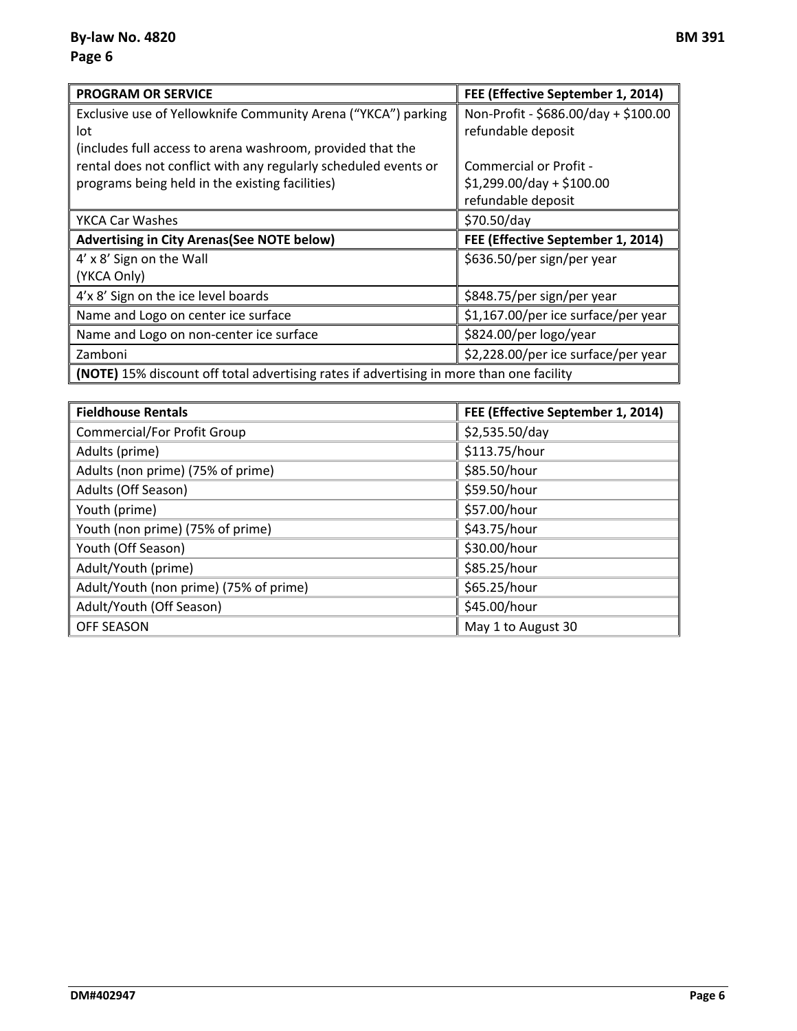| PROGRAM OR SERVICE | FEE (Effective September 1, 2014) |
|---|---|
| Exclusive use of Yellowknife Community Arena ("YKCA") parking lot (includes full access to arena washroom, provided that the rental does not conflict with any regularly scheduled events or programs being held in the existing facilities) | Non-Profit - $686.00/day + $100.00 refundable deposit<br><br>Commercial or Profit - $1,299.00/day + $100.00 refundable deposit |
| YKCA Car Washes | $70.50/day |
| **Advertising in City Arenas(See NOTE below)** | **FEE (Effective September 1, 2014)** |
| 4' x 8' Sign on the Wall (YKCA Only) | $636.50/per sign/per year |
| 4'x 8' Sign on the ice level boards | $848.75/per sign/per year |
| Name and Logo on center ice surface | $1,167.00/per ice surface/per year |
| Name and Logo on non-center ice surface | $824.00/per logo/year |
| Zamboni | $2,228.00/per ice surface/per year |
| **(NOTE)** 15% discount off total advertising rates if advertising in more than one facility | |

| Fieldhouse Rentals | FEE (Effective September 1, 2014) |
|---|---|
| Commercial/For Profit Group | $2,535.50/day |
| Adults (prime) | $113.75/hour |
| Adults (non prime) (75% of prime) | $85.50/hour |
| Adults (Off Season) | $59.50/hour |
| Youth (prime) | $57.00/hour |
| Youth (non prime) (75% of prime) | $43.75/hour |
| Youth (Off Season) | $30.00/hour |
| Adult/Youth (prime) | $85.25/hour |
| Adult/Youth (non prime) (75% of prime) | $65.25/hour |
| Adult/Youth (Off Season) | $45.00/hour |
| OFF SEASON | May 1 to August 30 |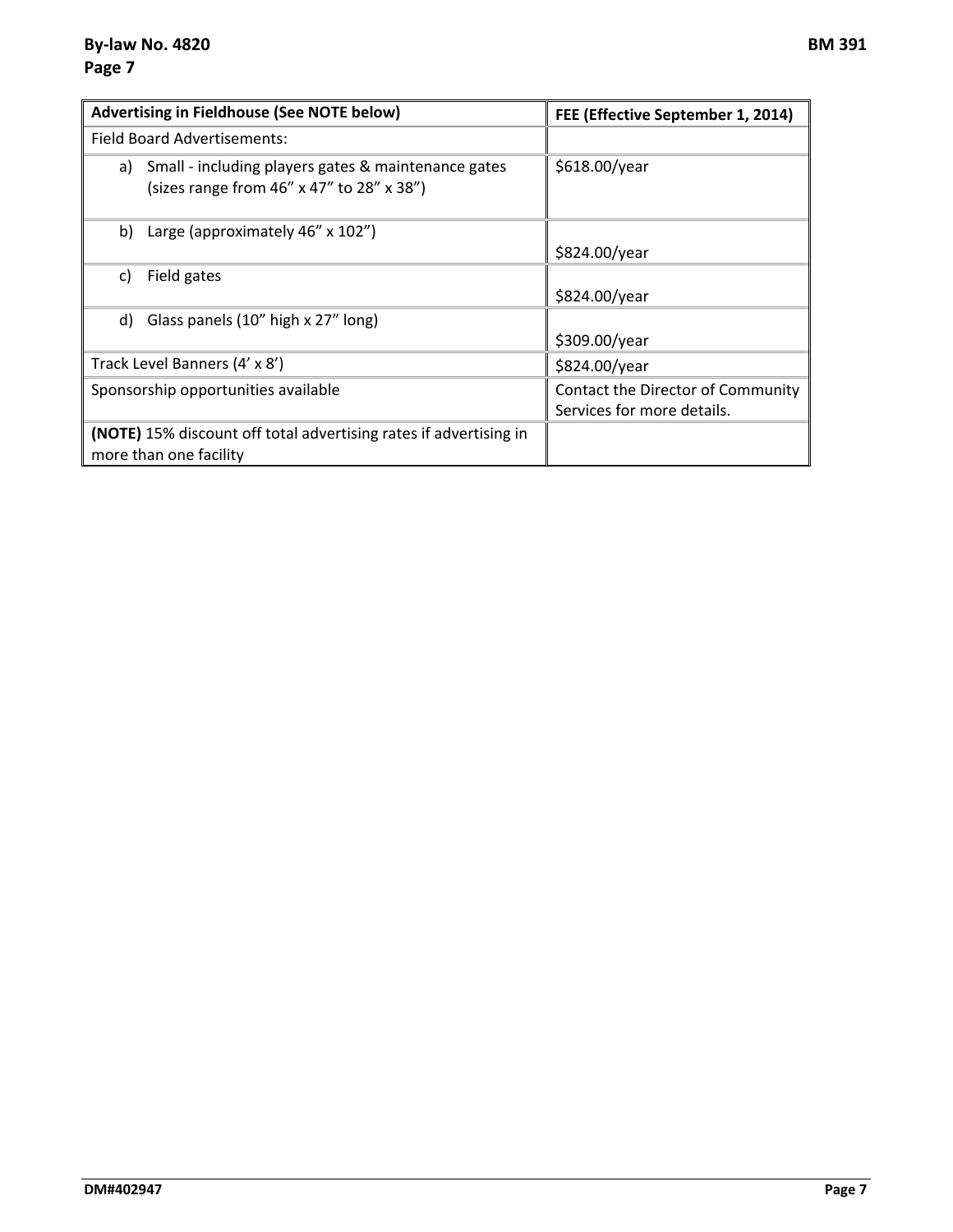| Advertising in Fieldhouse (See NOTE below) | FEE (Effective September 1, 2014) |
|---|---|
| Field Board Advertisements: | |
| a) Small - including players gates & maintenance gates (sizes range from 46" x 47" to 28" x 38") | $618.00/year |
| b) Large (approximately 46" x 102") | $824.00/year |
| c) Field gates | $824.00/year |
| d) Glass panels (10" high x 27" long) | $309.00/year |
| Track Level Banners (4' x 8') | $824.00/year |
| Sponsorship opportunities available | Contact the Director of Community Services for more details. |
| **(NOTE)** 15% discount off total advertising rates if advertising in more than one facility | |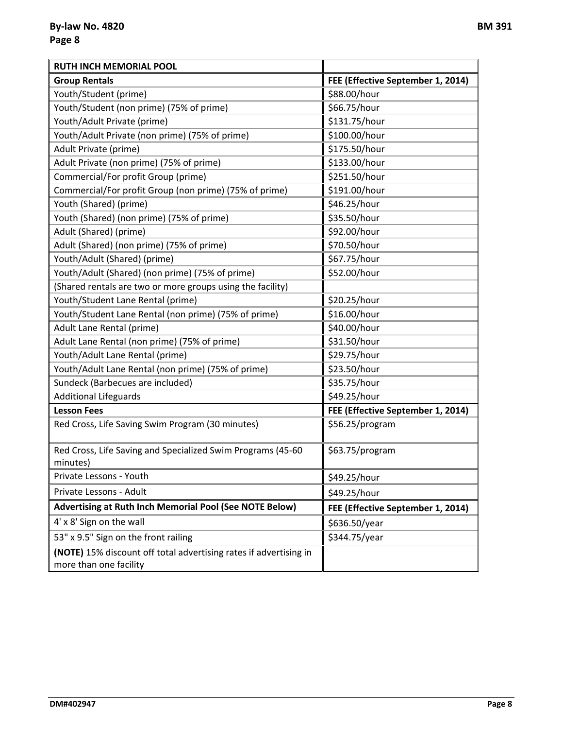| RUTH INCH MEMORIAL POOL | |
|---|---|
| **Group Rentals** | **FEE (Effective September 1, 2014)** |
| Youth/Student (prime) | $88.00/hour |
| Youth/Student (non prime) (75% of prime) | $66.75/hour |
| Youth/Adult Private (prime) | $131.75/hour |
| Youth/Adult Private (non prime) (75% of prime) | $100.00/hour |
| Adult Private (prime) | $175.50/hour |
| Adult Private (non prime) (75% of prime) | $133.00/hour |
| Commercial/For profit Group (prime) | $251.50/hour |
| Commercial/For profit Group (non prime) (75% of prime) | $191.00/hour |
| Youth (Shared) (prime) | $46.25/hour |
| Youth (Shared) (non prime) (75% of prime) | $35.50/hour |
| Adult (Shared) (prime) | $92.00/hour |
| Adult (Shared) (non prime) (75% of prime) | $70.50/hour |
| Youth/Adult (Shared) (prime) | $67.75/hour |
| Youth/Adult (Shared) (non prime) (75% of prime) | $52.00/hour |
| (Shared rentals are two or more groups using the facility) | |
| Youth/Student Lane Rental (prime) | $20.25/hour |
| Youth/Student Lane Rental (non prime) (75% of prime) | $16.00/hour |
| Adult Lane Rental (prime) | $40.00/hour |
| Adult Lane Rental (non prime) (75% of prime) | $31.50/hour |
| Youth/Adult Lane Rental (prime) | $29.75/hour |
| Youth/Adult Lane Rental (non prime) (75% of prime) | $23.50/hour |
| Sundeck (Barbecues are included) | $35.75/hour |
| Additional Lifeguards | $49.25/hour |
| **Lesson Fees** | **FEE (Effective September 1, 2014)** |
| Red Cross, Life Saving Swim Program (30 minutes) | $56.25/program |
| Red Cross, Life Saving and Specialized Swim Programs (45-60 minutes) | $63.75/program |
| Private Lessons - Youth | $49.25/hour |
| Private Lessons - Adult | $49.25/hour |
| **Advertising at Ruth Inch Memorial Pool (See NOTE Below)** | **FEE (Effective September 1, 2014)** |
| 4' x 8' Sign on the wall | $636.50/year |
| 53" x 9.5" Sign on the front railing | $344.75/year |
| **(NOTE)** 15% discount off total advertising rates if advertising in more than one facility | |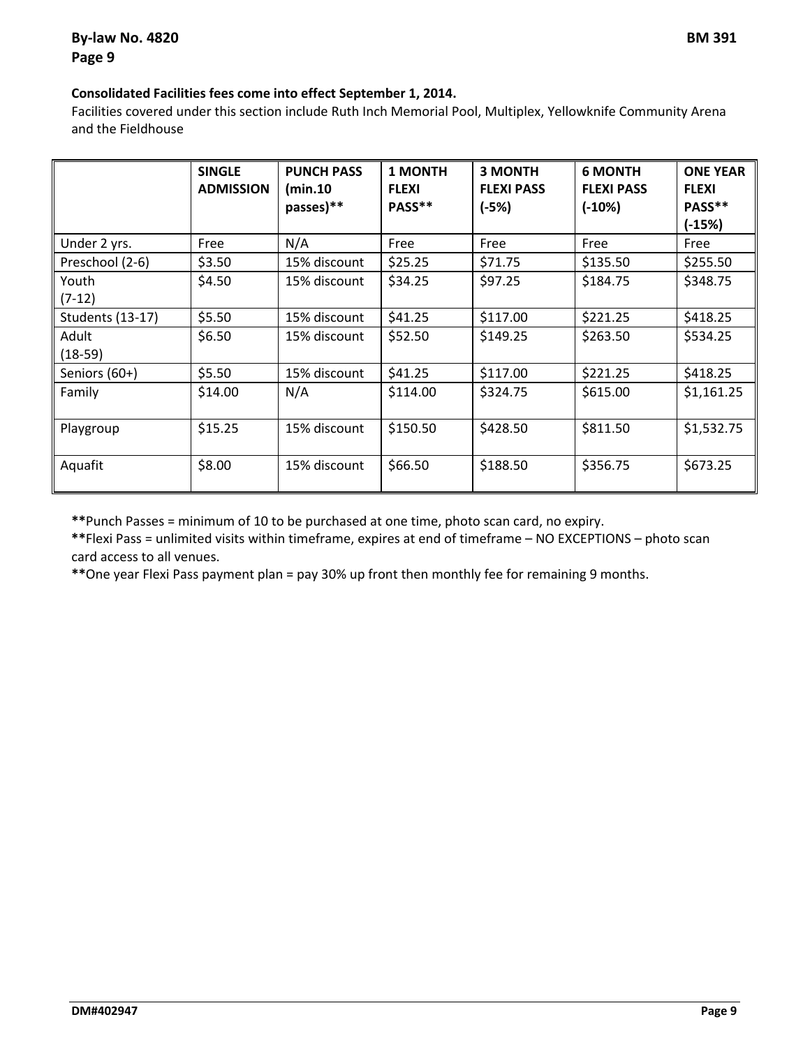**Consolidated Facilities fees come into effect September 1, 2014.**

Facilities covered under this section include Ruth Inch Memorial Pool, Multiplex, Yellowknife Community Arena and the Fieldhouse

| | SINGLE ADMISSION | PUNCH PASS (min.10 passes)** | 1 MONTH FLEXI PASS** | 3 MONTH FLEXI PASS (-5%) | 6 MONTH FLEXI PASS (-10%) | ONE YEAR FLEXI PASS** (-15%) |
|---|---|---|---|---|---|---|
| Under 2 yrs. | Free | N/A | Free | Free | Free | Free |
| Preschool (2-6) | $3.50 | 15% discount | $25.25 | $71.75 | $135.50 | $255.50 |
| Youth (7-12) | $4.50 | 15% discount | $34.25 | $97.25 | $184.75 | $348.75 |
| Students (13-17) | $5.50 | 15% discount | $41.25 | $117.00 | $221.25 | $418.25 |
| Adult (18-59) | $6.50 | 15% discount | $52.50 | $149.25 | $263.50 | $534.25 |
| Seniors (60+) | $5.50 | 15% discount | $41.25 | $117.00 | $221.25 | $418.25 |
| Family | $14.00 | N/A | $114.00 | $324.75 | $615.00 | $1,161.25 |
| Playgroup | $15.25 | 15% discount | $150.50 | $428.50 | $811.50 | $1,532.75 |
| Aquafit | $8.00 | 15% discount | $66.50 | $188.50 | $356.75 | $673.25 |

**Punch Passes = minimum of 10 to be purchased at one time, photo scan card, no expiry.

**Flexi Pass = unlimited visits within timeframe, expires at end of timeframe – NO EXCEPTIONS – photo scan card access to all venues.

**One year Flexi Pass payment plan = pay 30% up front then monthly fee for remaining 9 months.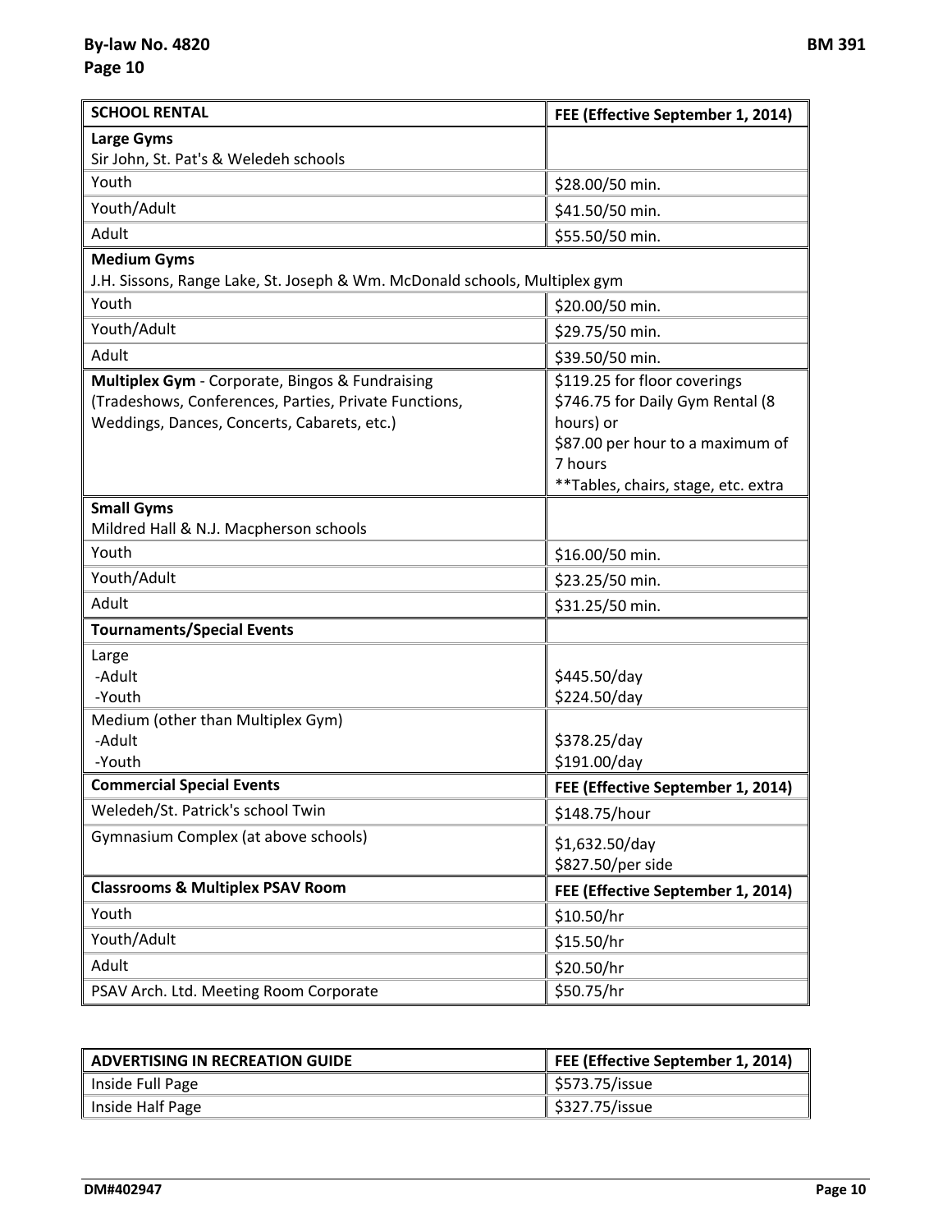| SCHOOL RENTAL | FEE (Effective September 1, 2014) |
|---|---|
| **Large Gyms**<br>Sir John, St. Pat's & Weledeh schools | |
| Youth | $28.00/50 min. |
| Youth/Adult | $41.50/50 min. |
| Adult | $55.50/50 min. |
| **Medium Gyms**<br>J.H. Sissons, Range Lake, St. Joseph & Wm. McDonald schools, Multiplex gym | |
| Youth | $20.00/50 min. |
| Youth/Adult | $29.75/50 min. |
| Adult | $39.50/50 min. |
| **Multiplex Gym** - Corporate, Bingos & Fundraising (Tradeshows, Conferences, Parties, Private Functions, Weddings, Dances, Concerts, Cabarets, etc.) | $119.25 for floor coverings<br>$746.75 for Daily Gym Rental (8 hours) or<br>$87.00 per hour to a maximum of 7 hours<br>**Tables, chairs, stage, etc. extra |
| **Small Gyms**<br>Mildred Hall & N.J. Macpherson schools | |
| Youth | $16.00/50 min. |
| Youth/Adult | $23.25/50 min. |
| Adult | $31.25/50 min. |
| **Tournaments/Special Events** | |
| Large<br>-Adult<br>-Youth | <br>$445.50/day<br>$224.50/day |
| Medium (other than Multiplex Gym)<br>-Adult<br>-Youth | <br>$378.25/day<br>$191.00/day |
| **Commercial Special Events** | **FEE (Effective September 1, 2014)** |
| Weledeh/St. Patrick's school Twin | $148.75/hour |
| Gymnasium Complex (at above schools) | $1,632.50/day<br>$827.50/per side |
| **Classrooms & Multiplex PSAV Room** | **FEE (Effective September 1, 2014)** |
| Youth | $10.50/hr |
| Youth/Adult | $15.50/hr |
| Adult | $20.50/hr |
| PSAV Arch. Ltd. Meeting Room Corporate | $50.75/hr |

| ADVERTISING IN RECREATION GUIDE | FEE (Effective September 1, 2014) |
|---|---|
| Inside Full Page | $573.75/issue |
| Inside Half Page | $327.75/issue |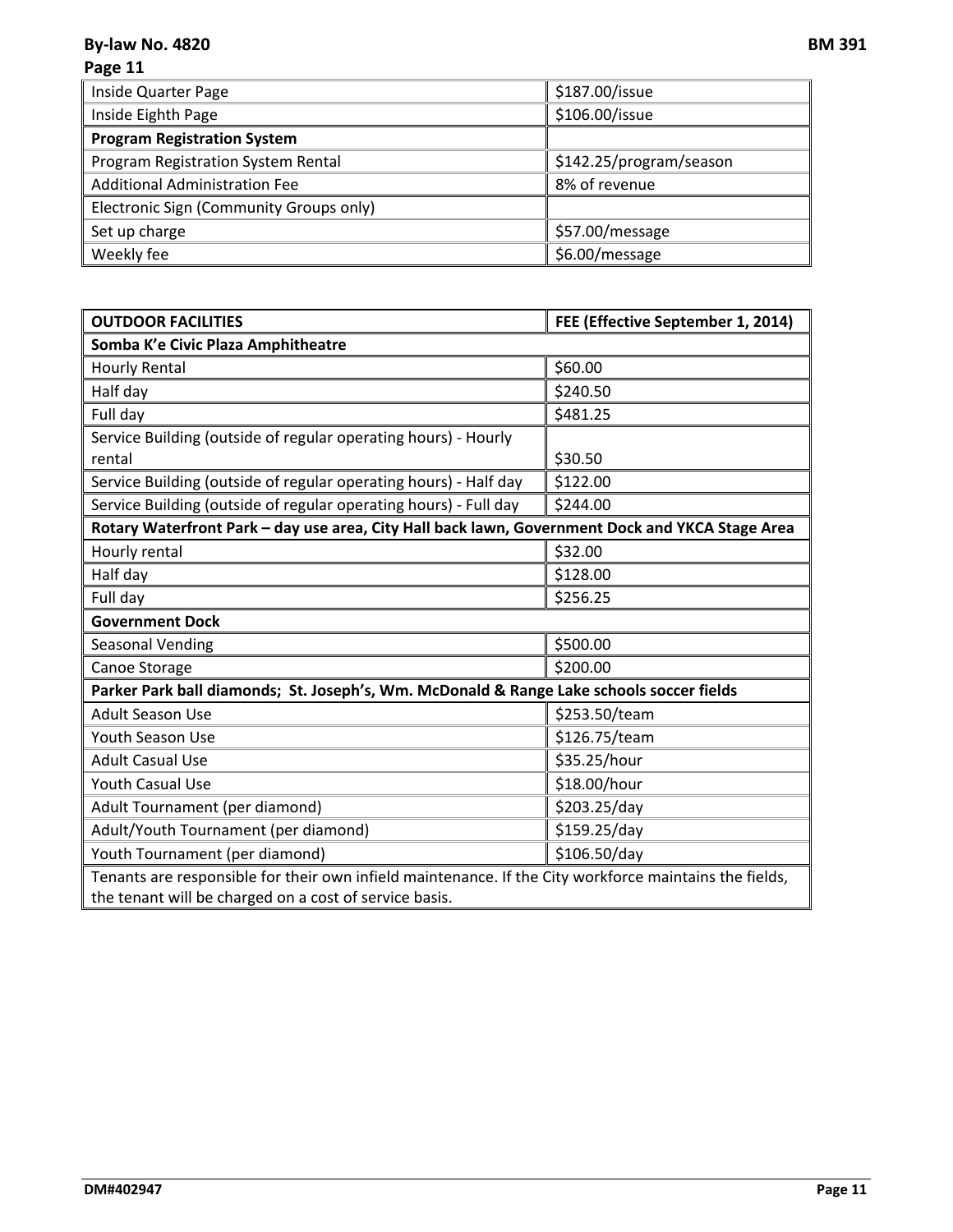| | |
|---|---|
| Inside Quarter Page | $187.00/issue |
| Inside Eighth Page | $106.00/issue |
| **Program Registration System** | |
| Program Registration System Rental | $142.25/program/season |
| Additional Administration Fee | 8% of revenue |
| Electronic Sign (Community Groups only) | |
| Set up charge | $57.00/message |
| Weekly fee | $6.00/message |

| **OUTDOOR FACILITIES** | **FEE (Effective September 1, 2014)** |
|---|---|
| **Somba K'e Civic Plaza Amphitheatre** | |
| Hourly Rental | $60.00 |
| Half day | $240.50 |
| Full day | $481.25 |
| Service Building (outside of regular operating hours) - Hourly rental | $30.50 |
| Service Building (outside of regular operating hours) - Half day | $122.00 |
| Service Building (outside of regular operating hours) - Full day | $244.00 |
| **Rotary Waterfront Park – day use area, City Hall back lawn, Government Dock and YKCA Stage Area** | |
| Hourly rental | $32.00 |
| Half day | $128.00 |
| Full day | $256.25 |
| **Government Dock** | |
| Seasonal Vending | $500.00 |
| Canoe Storage | $200.00 |
| **Parker Park ball diamonds; St. Joseph's, Wm. McDonald & Range Lake schools soccer fields** | |
| Adult Season Use | $253.50/team |
| Youth Season Use | $126.75/team |
| Adult Casual Use | $35.25/hour |
| Youth Casual Use | $18.00/hour |
| Adult Tournament (per diamond) | $203.25/day |
| Adult/Youth Tournament (per diamond) | $159.25/day |
| Youth Tournament (per diamond) | $106.50/day |
| Tenants are responsible for their own infield maintenance. If the City workforce maintains the fields, the tenant will be charged on a cost of service basis. | |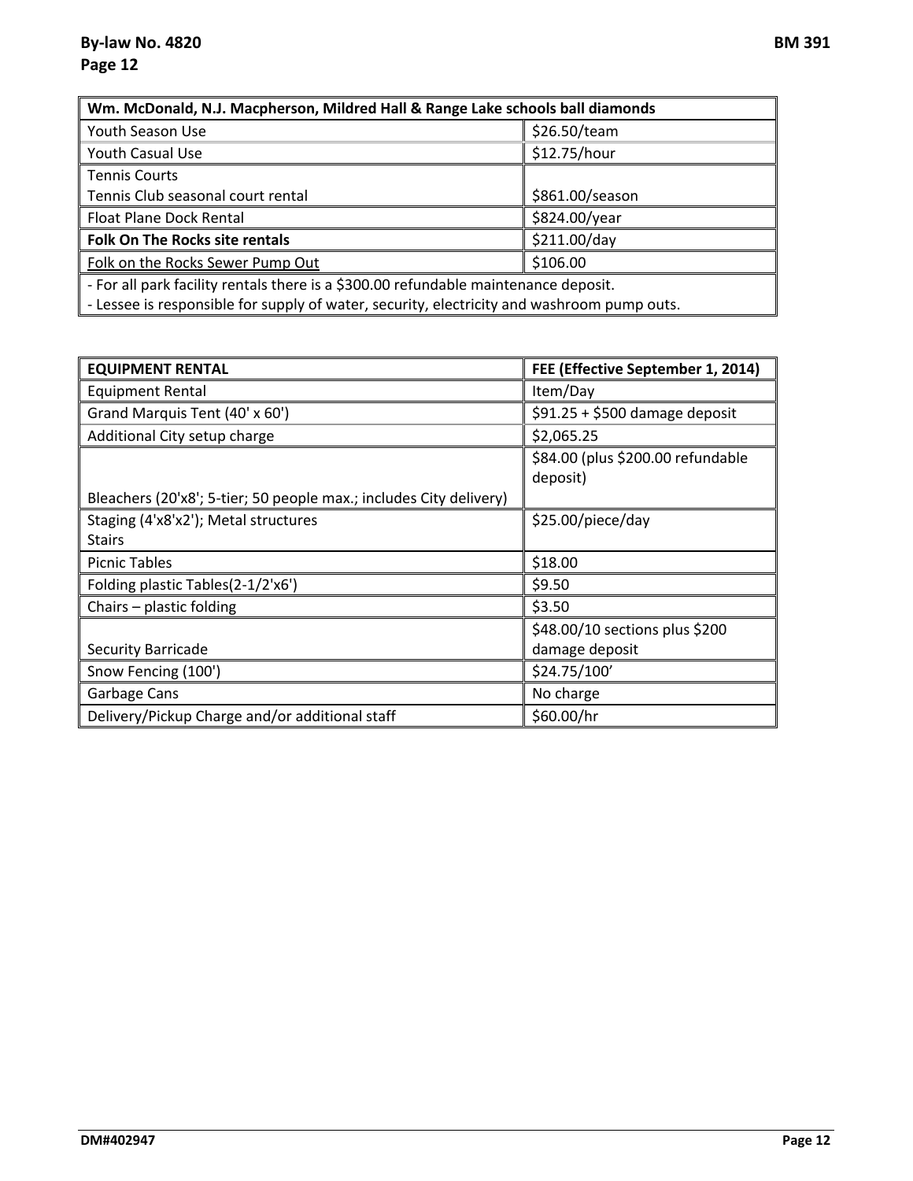| **Wm. McDonald, N.J. Macpherson, Mildred Hall & Range Lake schools ball diamonds** | |
|---|---|
| Youth Season Use | $26.50/team |
| Youth Casual Use | $12.75/hour |
| Tennis Courts<br>Tennis Club seasonal court rental | $861.00/season |
| Float Plane Dock Rental | $824.00/year |
| **Folk On The Rocks site rentals** | $211.00/day |
| <u>Folk on the Rocks Sewer Pump Out</u> | $106.00 |
| - For all park facility rentals there is a $300.00 refundable maintenance deposit.<br>- Lessee is responsible for supply of water, security, electricity and washroom pump outs. | |

| **EQUIPMENT RENTAL** | **FEE (Effective September 1, 2014)** |
|---|---|
| Equipment Rental | Item/Day |
| Grand Marquis Tent (40' x 60') | $91.25 + $500 damage deposit |
| Additional City setup charge | $2,065.25 |
| Bleachers (20'x8'; 5-tier; 50 people max.; includes City delivery) | $84.00 (plus $200.00 refundable deposit) |
| Staging (4'x8'x2'); Metal structures<br>Stairs | $25.00/piece/day |
| Picnic Tables | $18.00 |
| Folding plastic Tables(2-1/2'x6') | $9.50 |
| Chairs – plastic folding | $3.50 |
| Security Barricade | $48.00/10 sections plus $200 damage deposit |
| Snow Fencing (100') | $24.75/100' |
| Garbage Cans | No charge |
| Delivery/Pickup Charge and/or additional staff | $60.00/hr |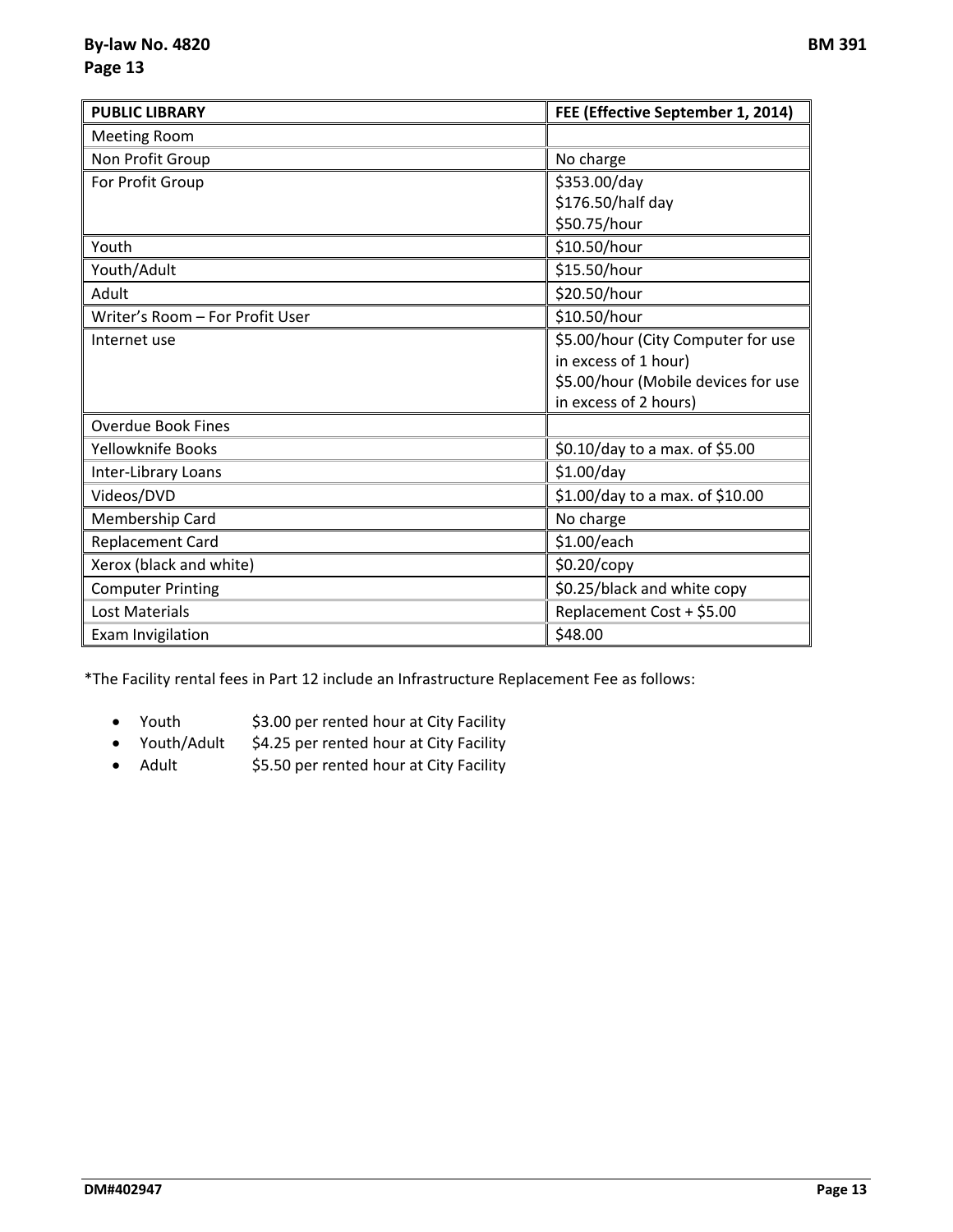| PUBLIC LIBRARY | FEE (Effective September 1, 2014) |
| --- | --- |
| Meeting Room | |
| Non Profit Group | No charge |
| For Profit Group | $353.00/day<br>$176.50/half day<br>$50.75/hour |
| Youth | $10.50/hour |
| Youth/Adult | $15.50/hour |
| Adult | $20.50/hour |
| Writer's Room – For Profit User | $10.50/hour |
| Internet use | $5.00/hour (City Computer for use in excess of 1 hour)<br>$5.00/hour (Mobile devices for use in excess of 2 hours) |
| Overdue Book Fines | |
| Yellowknife Books | $0.10/day to a max. of $5.00 |
| Inter-Library Loans | $1.00/day |
| Videos/DVD | $1.00/day to a max. of $10.00 |
| Membership Card | No charge |
| Replacement Card | $1.00/each |
| Xerox (black and white) | $0.20/copy |
| Computer Printing | $0.25/black and white copy |
| Lost Materials | Replacement Cost + $5.00 |
| Exam Invigilation | $48.00 |

*The Facility rental fees in Part 12 include an Infrastructure Replacement Fee as follows:

- Youth $3.00 per rented hour at City Facility
- Youth/Adult $4.25 per rented hour at City Facility
- Adult $5.50 per rented hour at City Facility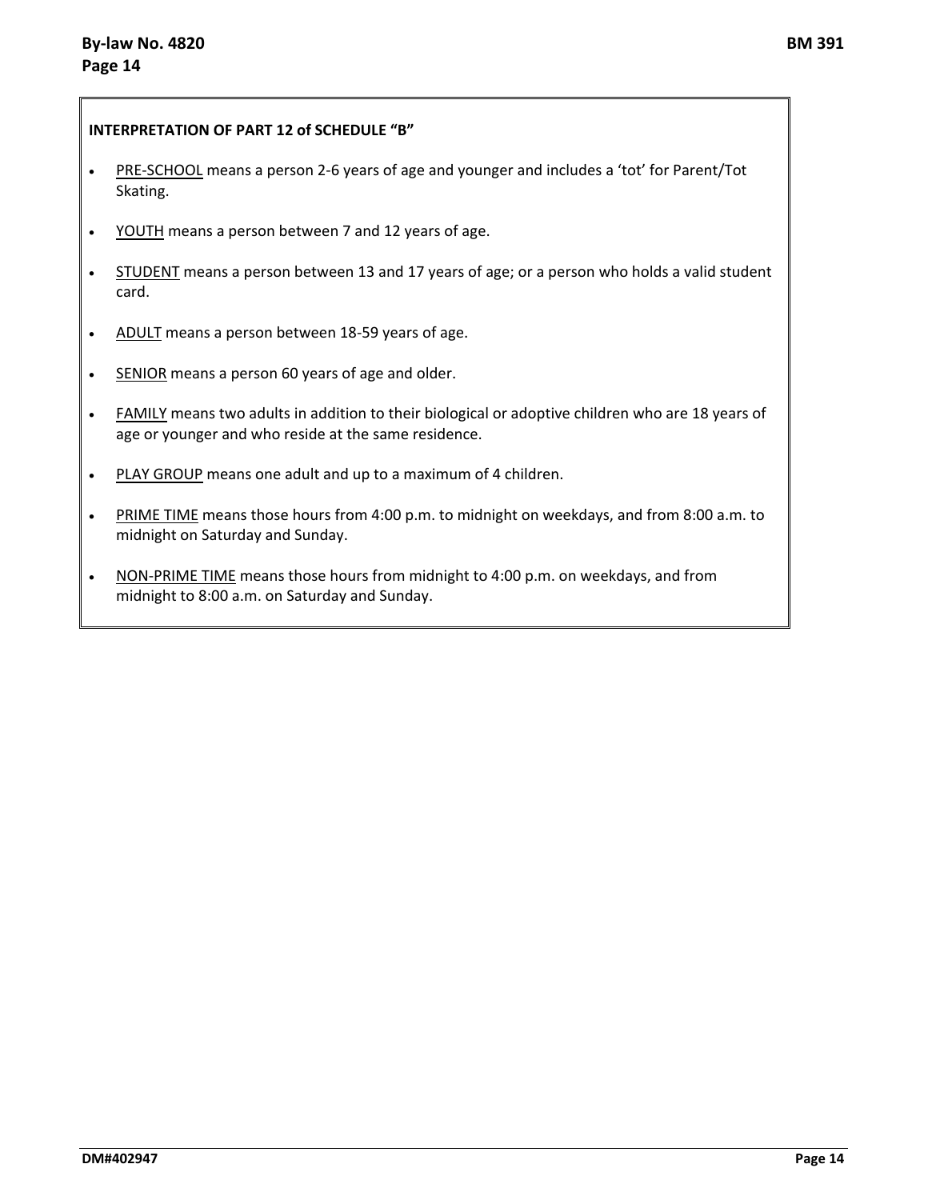**INTERPRETATION OF PART 12 of SCHEDULE "B"**

- PRE-SCHOOL means a person 2-6 years of age and younger and includes a 'tot' for Parent/Tot Skating.
- YOUTH means a person between 7 and 12 years of age.
- STUDENT means a person between 13 and 17 years of age; or a person who holds a valid student card.
- ADULT means a person between 18-59 years of age.
- SENIOR means a person 60 years of age and older.
- FAMILY means two adults in addition to their biological or adoptive children who are 18 years of age or younger and who reside at the same residence.
- PLAY GROUP means one adult and up to a maximum of 4 children.
- PRIME TIME means those hours from 4:00 p.m. to midnight on weekdays, and from 8:00 a.m. to midnight on Saturday and Sunday.
- NON-PRIME TIME means those hours from midnight to 4:00 p.m. on weekdays, and from midnight to 8:00 a.m. on Saturday and Sunday.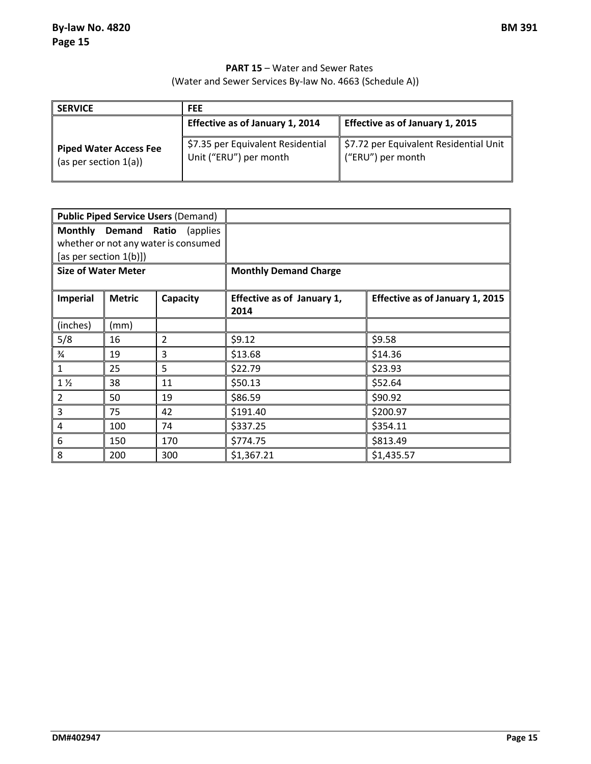**PART 15** – Water and Sewer Rates
(Water and Sewer Services By-law No. 4663 (Schedule A))

| SERVICE | FEE | |
|---|---|---|
| | **Effective as of January 1, 2014** | **Effective as of January 1, 2015** |
| **Piped Water Access Fee** (as per section 1(a)) | $7.35 per Equivalent Residential Unit ("ERU") per month | $7.72 per Equivalent Residential Unit ("ERU") per month |

| **Public Piped Service Users** (Demand) | | | | |
|---|---|---|---|---|
| **Monthly Demand Ratio** (applies whether or not any water is consumed [as per section 1(b)]) | | | | |
| **Size of Water Meter** | | | **Monthly Demand Charge** | |
| **Imperial** | **Metric** | **Capacity** | **Effective as of January 1, 2014** | **Effective as of January 1, 2015** |
| (inches) | (mm) | | | |
| 5/8 | 16 | 2 | $9.12 | $9.58 |
| ¾ | 19 | 3 | $13.68 | $14.36 |
| 1 | 25 | 5 | $22.79 | $23.93 |
| 1 ½ | 38 | 11 | $50.13 | $52.64 |
| 2 | 50 | 19 | $86.59 | $90.92 |
| 3 | 75 | 42 | $191.40 | $200.97 |
| 4 | 100 | 74 | $337.25 | $354.11 |
| 6 | 150 | 170 | $774.75 | $813.49 |
| 8 | 200 | 300 | $1,367.21 | $1,435.57 |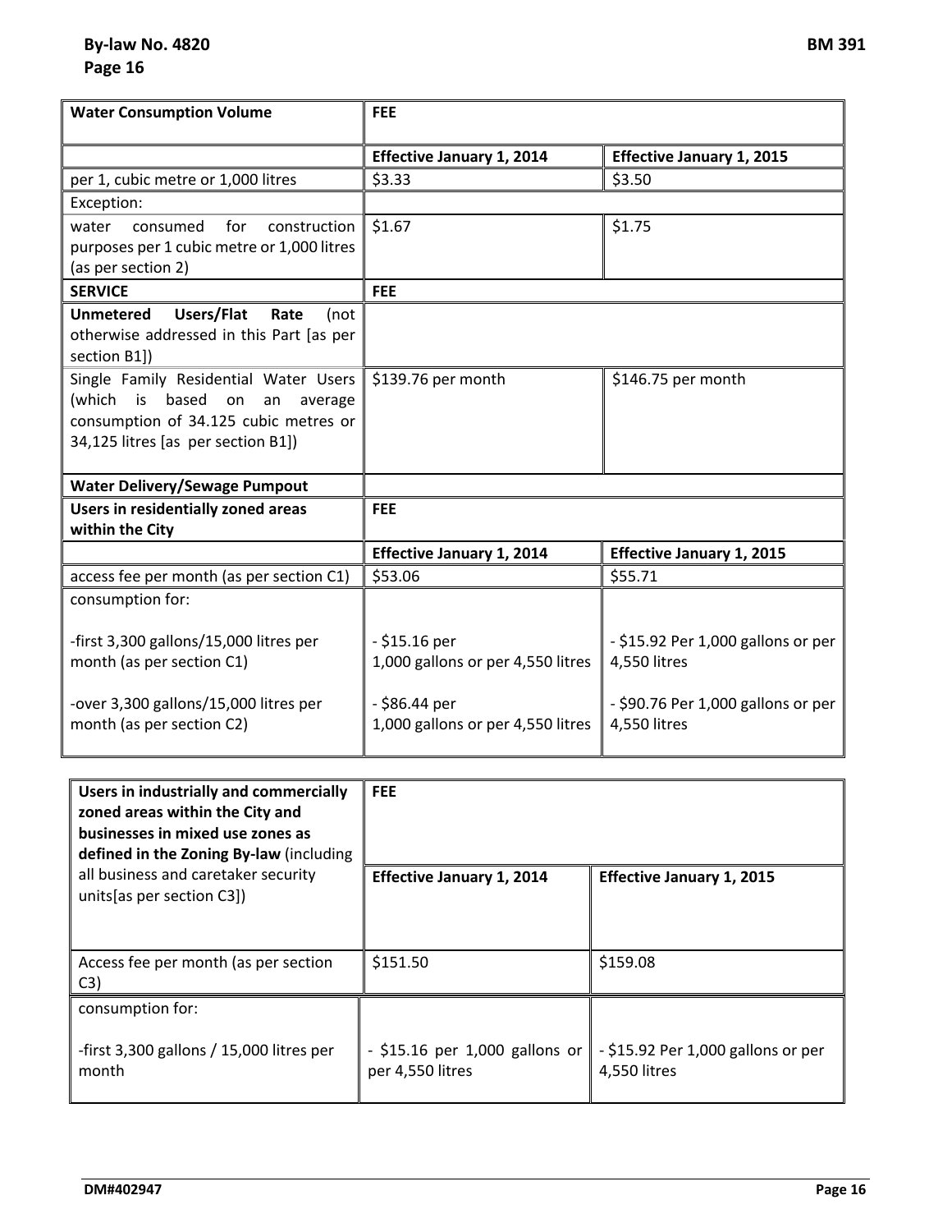| **Water Consumption Volume** | **FEE** | |
|---|---|---|
| | **Effective January 1, 2014** | **Effective January 1, 2015** |
| per 1, cubic metre or 1,000 litres | $3.33 | $3.50 |
| Exception: | | |
| water consumed for construction purposes per 1 cubic metre or 1,000 litres (as per section 2) | $1.67 | $1.75 |
| **SERVICE** | **FEE** | |
| **Unmetered Users/Flat Rate** (not otherwise addressed in this Part [as per section B1]) | | |
| Single Family Residential Water Users (which is based on an average consumption of 34.125 cubic metres or 34,125 litres [as per section B1]) | $139.76 per month | $146.75 per month |
| **Water Delivery/Sewage Pumpout** | | |
| **Users in residentially zoned areas within the City** | **FEE** | |
| | **Effective January 1, 2014** | **Effective January 1, 2015** |
| access fee per month (as per section C1) | $53.06 | $55.71 |
| consumption for:<br><br>-first 3,300 gallons/15,000 litres per month (as per section C1)<br><br>-over 3,300 gallons/15,000 litres per month (as per section C2) | <br><br>- $15.16 per 1,000 gallons or per 4,550 litres<br><br>- $86.44 per 1,000 gallons or per 4,550 litres | <br><br>- $15.92 Per 1,000 gallons or per 4,550 litres<br><br>- $90.76 Per 1,000 gallons or per 4,550 litres |

| **Users in industrially and commercially zoned areas within the City and businesses in mixed use zones as defined in the Zoning By-law** (including all business and caretaker security units[as per section C3]) | **FEE** | |
|---|---|---|
| | **Effective January 1, 2014** | **Effective January 1, 2015** |
| Access fee per month (as per section C3) | $151.50 | $159.08 |
| consumption for:<br><br>-first 3,300 gallons / 15,000 litres per month | <br><br>- $15.16 per 1,000 gallons or per 4,550 litres | <br><br>- $15.92 Per 1,000 gallons or per 4,550 litres |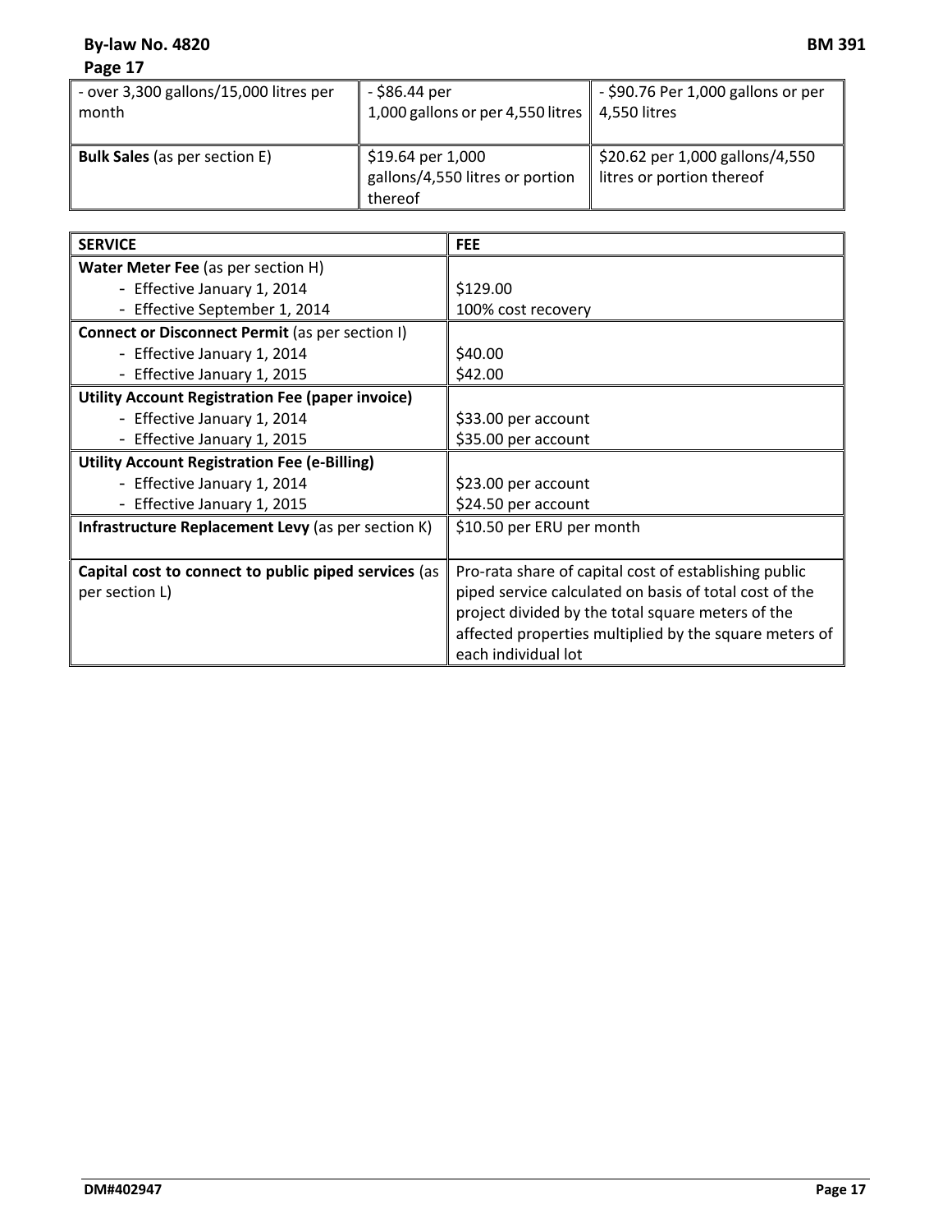| | | |
|---|---|---|
| - over 3,300 gallons/15,000 litres per month | - $86.44 per 1,000 gallons or per 4,550 litres | - $90.76 Per 1,000 gallons or per 4,550 litres |
| **Bulk Sales** (as per section E) | $19.64 per 1,000 gallons/4,550 litres or portion thereof | $20.62 per 1,000 gallons/4,550 litres or portion thereof |

| **SERVICE** | **FEE** |
|---|---|
| **Water Meter Fee** (as per section H) | |
| - Effective January 1, 2014 | $129.00 |
| - Effective September 1, 2014 | 100% cost recovery |
| **Connect or Disconnect Permit** (as per section I) | |
| - Effective January 1, 2014 | $40.00 |
| - Effective January 1, 2015 | $42.00 |
| **Utility Account Registration Fee (paper invoice)** | |
| - Effective January 1, 2014 | $33.00 per account |
| - Effective January 1, 2015 | $35.00 per account |
| **Utility Account Registration Fee (e-Billing)** | |
| - Effective January 1, 2014 | $23.00 per account |
| - Effective January 1, 2015 | $24.50 per account |
| **Infrastructure Replacement Levy** (as per section K) | $10.50 per ERU per month |
| **Capital cost to connect to public piped services** (as per section L) | Pro-rata share of capital cost of establishing public piped service calculated on basis of total cost of the project divided by the total square meters of the affected properties multiplied by the square meters of each individual lot |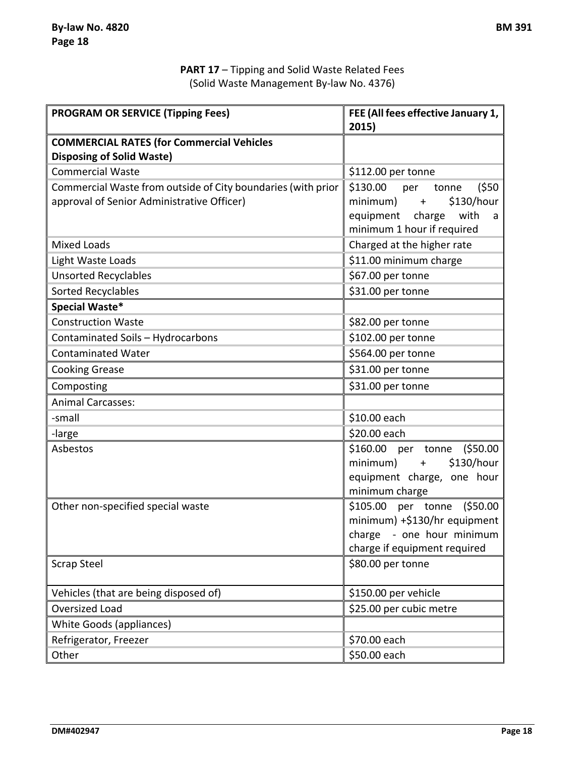**PART 17** – Tipping and Solid Waste Related Fees
(Solid Waste Management By-law No. 4376)

| PROGRAM OR SERVICE (Tipping Fees) | FEE (All fees effective January 1, 2015) |
|---|---|
| **COMMERCIAL RATES (for Commercial Vehicles Disposing of Solid Waste)** | |
| Commercial Waste | $112.00 per tonne |
| Commercial Waste from outside of City boundaries (with prior approval of Senior Administrative Officer) | $130.00 per tonne ($50 minimum) + $130/hour equipment charge with a minimum 1 hour if required |
| Mixed Loads | Charged at the higher rate |
| Light Waste Loads | $11.00 minimum charge |
| Unsorted Recyclables | $67.00 per tonne |
| Sorted Recyclables | $31.00 per tonne |
| **Special Waste*** | |
| Construction Waste | $82.00 per tonne |
| Contaminated Soils – Hydrocarbons | $102.00 per tonne |
| Contaminated Water | $564.00 per tonne |
| Cooking Grease | $31.00 per tonne |
| Composting | $31.00 per tonne |
| Animal Carcasses: | |
| -small | $10.00 each |
| -large | $20.00 each |
| Asbestos | $160.00 per tonne ($50.00 minimum) + $130/hour equipment charge, one hour minimum charge |
| Other non-specified special waste | $105.00 per tonne ($50.00 minimum) +$130/hr equipment charge - one hour minimum charge if equipment required |
| Scrap Steel | $80.00 per tonne |
| Vehicles (that are being disposed of) | $150.00 per vehicle |
| Oversized Load | $25.00 per cubic metre |
| White Goods (appliances) | |
| Refrigerator, Freezer | $70.00 each |
| Other | $50.00 each |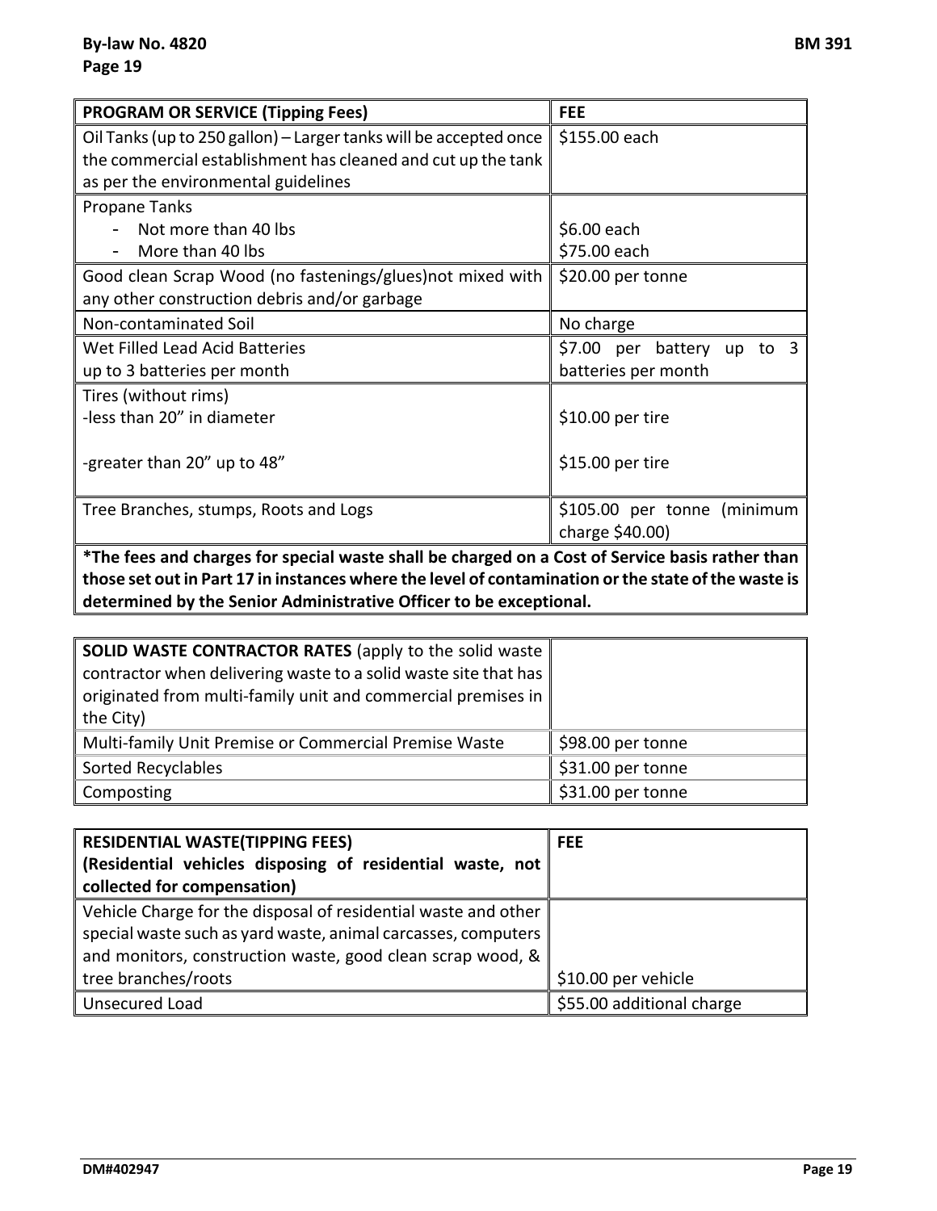| PROGRAM OR SERVICE (Tipping Fees) | FEE |
|---|---|
| Oil Tanks (up to 250 gallon) – Larger tanks will be accepted once the commercial establishment has cleaned and cut up the tank as per the environmental guidelines | $155.00 each |
| Propane Tanks<br>- Not more than 40 lbs<br>- More than 40 lbs | <br>$6.00 each<br>$75.00 each |
| Good clean Scrap Wood (no fastenings/glues)not mixed with any other construction debris and/or garbage | $20.00 per tonne |
| Non-contaminated Soil | No charge |
| Wet Filled Lead Acid Batteries<br>up to 3 batteries per month | $7.00 per battery up to 3 batteries per month |
| Tires (without rims)<br>-less than 20" in diameter<br><br>-greater than 20" up to 48" | <br>$10.00 per tire<br><br>$15.00 per tire |
| Tree Branches, stumps, Roots and Logs | $105.00 per tonne (minimum charge $40.00) |
| **\*The fees and charges for special waste shall be charged on a Cost of Service basis rather than those set out in Part 17 in instances where the level of contamination or the state of the waste is determined by the Senior Administrative Officer to be exceptional.** | |

| | |
|---|---|
| **SOLID WASTE CONTRACTOR RATES** (apply to the solid waste contractor when delivering waste to a solid waste site that has originated from multi-family unit and commercial premises in the City) | |
| Multi-family Unit Premise or Commercial Premise Waste | $98.00 per tonne |
| Sorted Recyclables | $31.00 per tonne |
| Composting | $31.00 per tonne |

| RESIDENTIAL WASTE(TIPPING FEES) (Residential vehicles disposing of residential waste, not collected for compensation) | FEE |
|---|---|
| Vehicle Charge for the disposal of residential waste and other special waste such as yard waste, animal carcasses, computers and monitors, construction waste, good clean scrap wood, & tree branches/roots | $10.00 per vehicle |
| Unsecured Load | $55.00 additional charge |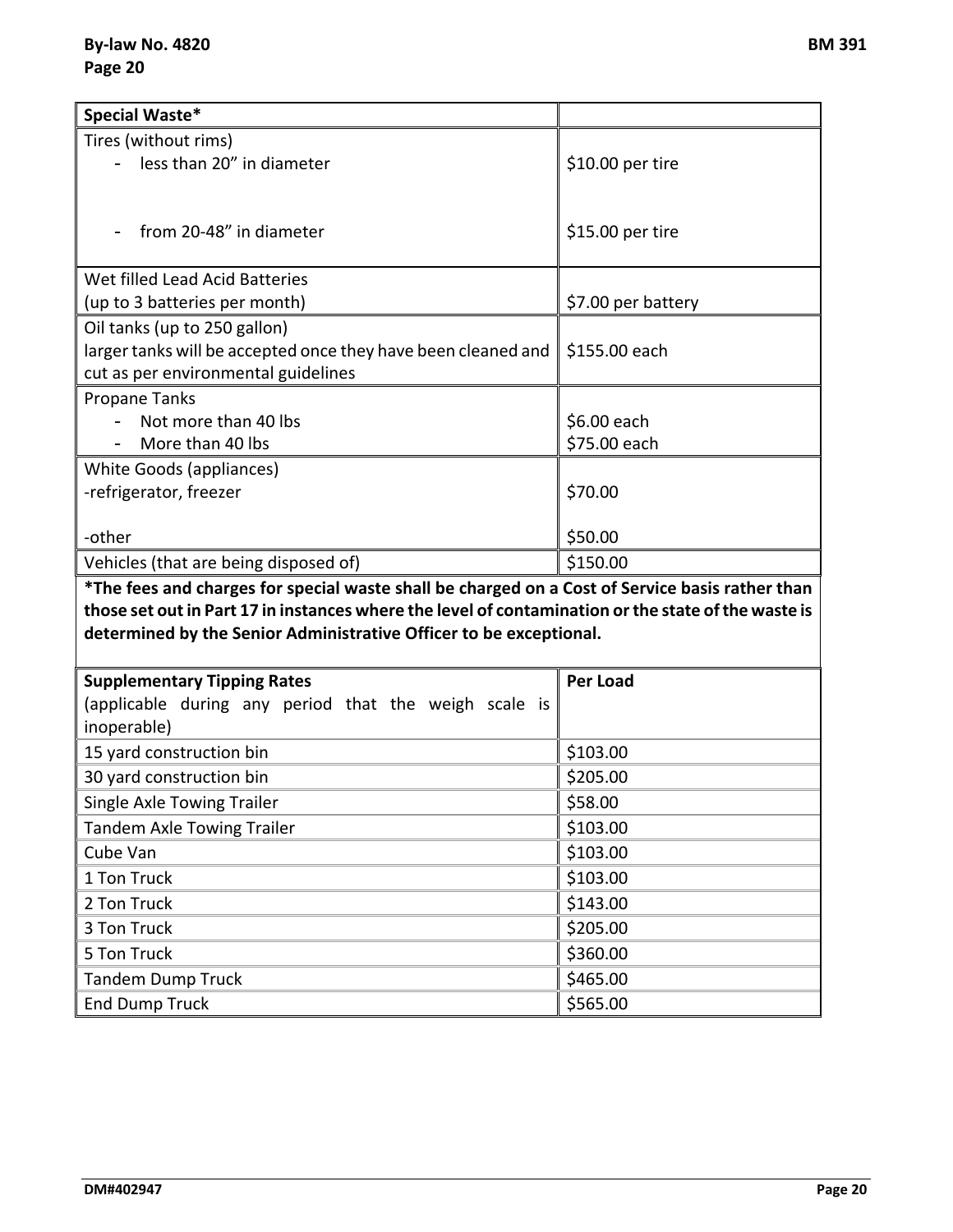| Special Waste* | |
|---|---|
| Tires (without rims)<br>- less than 20" in diameter<br><br>- from 20-48" in diameter | <br>$10.00 per tire<br><br>$15.00 per tire |
| Wet filled Lead Acid Batteries<br>(up to 3 batteries per month) | <br>$7.00 per battery |
| Oil tanks (up to 250 gallon)<br>larger tanks will be accepted once they have been cleaned and cut as per environmental guidelines | $155.00 each |
| Propane Tanks<br>- Not more than 40 lbs<br>- More than 40 lbs | <br>$6.00 each<br>$75.00 each |
| White Goods (appliances)<br>-refrigerator, freezer<br><br>-other | <br>$70.00<br><br>$50.00 |
| Vehicles (that are being disposed of) | $150.00 |

**\*The fees and charges for special waste shall be charged on a Cost of Service basis rather than those set out in Part 17 in instances where the level of contamination or the state of the waste is determined by the Senior Administrative Officer to be exceptional.**

| **Supplementary Tipping Rates**<br>(applicable during any period that the weigh scale is inoperable) | **Per Load** |
|---|---|
| 15 yard construction bin | $103.00 |
| 30 yard construction bin | $205.00 |
| Single Axle Towing Trailer | $58.00 |
| Tandem Axle Towing Trailer | $103.00 |
| Cube Van | $103.00 |
| 1 Ton Truck | $103.00 |
| 2 Ton Truck | $143.00 |
| 3 Ton Truck | $205.00 |
| 5 Ton Truck | $360.00 |
| Tandem Dump Truck | $465.00 |
| End Dump Truck | $565.00 |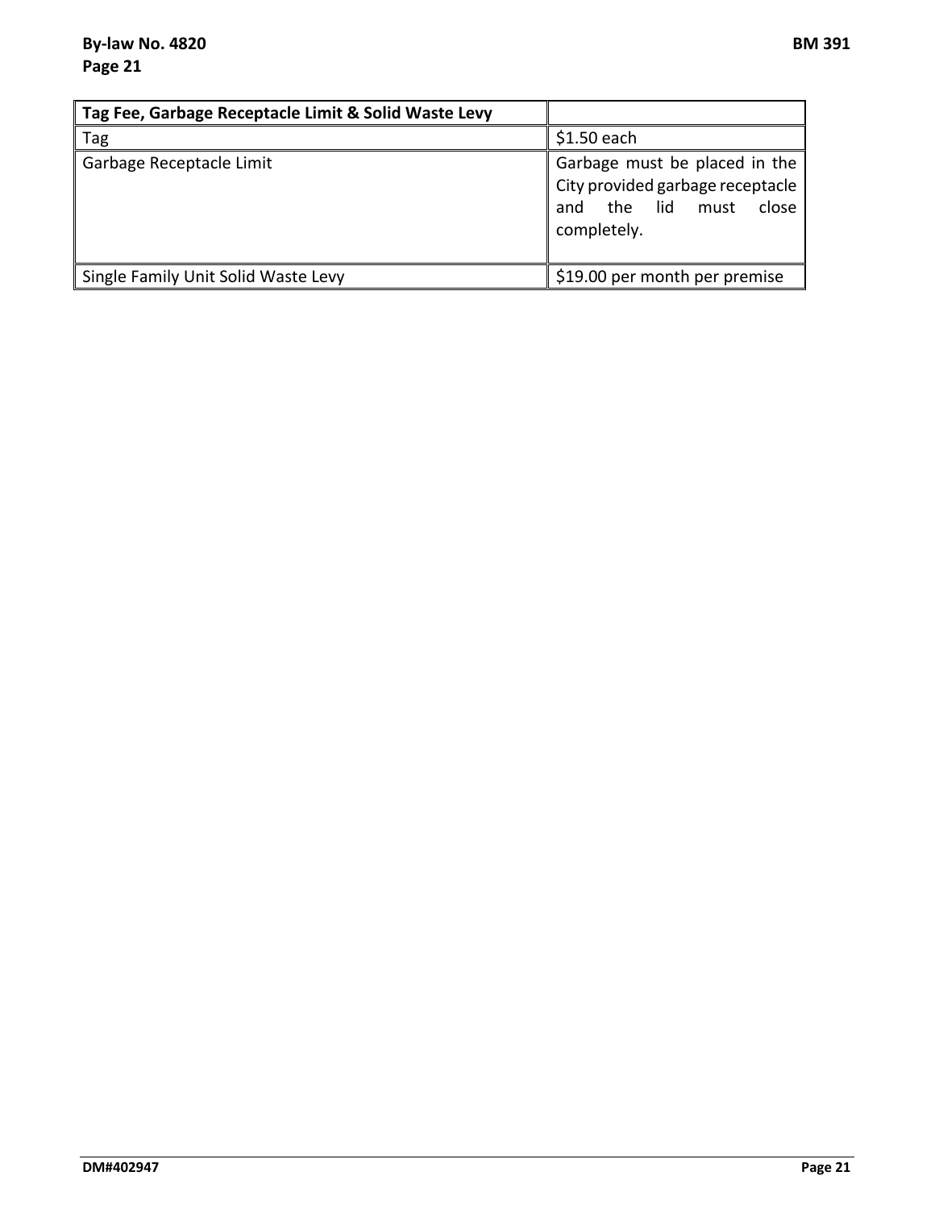| **Tag Fee, Garbage Receptacle Limit & Solid Waste Levy** | |
|---|---|
| Tag | $1.50 each |
| Garbage Receptacle Limit | Garbage must be placed in the City provided garbage receptacle and the lid must close completely. |
| Single Family Unit Solid Waste Levy | $19.00 per month per premise |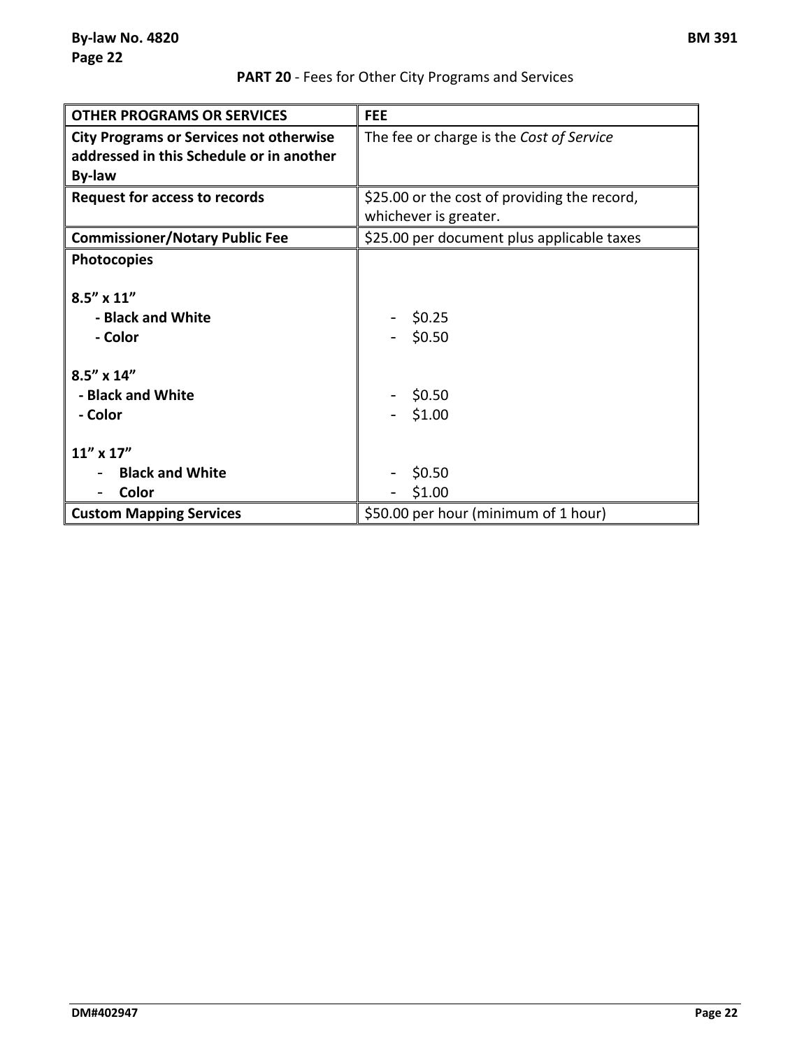**PART 20** - Fees for Other City Programs and Services

| OTHER PROGRAMS OR SERVICES | FEE |
|---|---|
| **City Programs or Services not otherwise addressed in this Schedule or in another By-law** | The fee or charge is the *Cost of Service* |
| **Request for access to records** | $25.00 or the cost of providing the record, whichever is greater. |
| **Commissioner/Notary Public Fee** | $25.00 per document plus applicable taxes |
| **Photocopies**<br><br>**8.5" x 11"**<br>**- Black and White**<br>**- Color**<br><br>**8.5" x 14"**<br>**- Black and White**<br>**- Color**<br><br>**11" x 17"**<br>**- Black and White**<br>**- Color** | <br><br><br>- $0.25<br>- $0.50<br><br><br>- $0.50<br>- $1.00<br><br><br>- $0.50<br>- $1.00 |
| **Custom Mapping Services** | $50.00 per hour (minimum of 1 hour) |